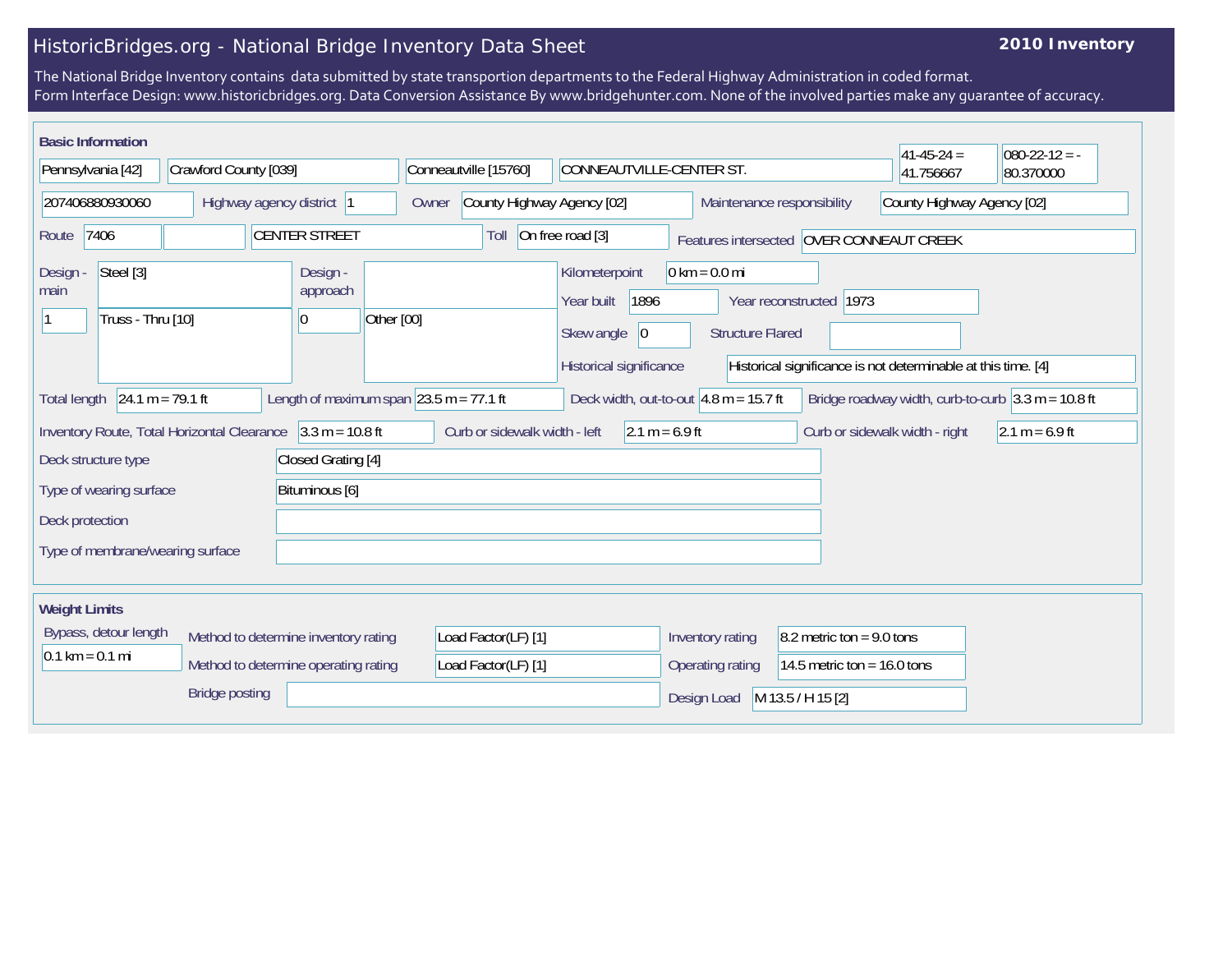# HistoricBridges.org - National Bridge Inventory Data Sheet

**2010 Inventory**

The National Bridge Inventory contains data submitted by state transportion departments to the Federal Highway Administration in coded format.
Form Interface Design: www.historicbridges.org. Data Conversion Assistance By www.bridgehunter.com. None of the involved parties make any guarantee of accuracy.

## Basic Information

| | |
|---|---|
| State | Pennsylvania [42] |
| County | Crawford County [039] |
| Place | Conneautville [15760] |
| Location | CONNEAUTVILLE-CENTER ST. |
| Latitude | 41-45-24 = 41.756667 |
| Longitude | 080-22-12 = -80.370000 |
| Structure Number | 207406880930060 |
| Highway agency district | 1 |
| Owner | County Highway Agency [02] |
| Maintenance responsibility | County Highway Agency [02] |
| Route | 7406 |
| Facility carried | CENTER STREET |
| Toll | On free road [3] |
| Features intersected | OVER CONNEAUT CREEK |
| Design - main | Steel [3] |
| Number of main spans | 1 |
| Main span design | Truss - Thru [10] |
| Design - approach | |
| Number of approach spans | 0 |
| Approach span design | Other [00] |
| Kilometerpoint | 0 km = 0.0 mi |
| Year built | 1896 |
| Year reconstructed | 1973 |
| Skew angle | 0 |
| Structure Flared | |
| Historical significance | Historical significance is not determinable at this time. [4] |
| Total length | 24.1 m = 79.1 ft |
| Length of maximum span | 23.5 m = 77.1 ft |
| Deck width, out-to-out | 4.8 m = 15.7 ft |
| Bridge roadway width, curb-to-curb | 3.3 m = 10.8 ft |
| Inventory Route, Total Horizontal Clearance | 3.3 m = 10.8 ft |
| Curb or sidewalk width - left | 2.1 m = 6.9 ft |
| Curb or sidewalk width - right | 2.1 m = 6.9 ft |
| Deck structure type | Closed Grating [4] |
| Type of wearing surface | Bituminous [6] |
| Deck protection | |
| Type of membrane/wearing surface | |

## Weight Limits

| | |
|---|---|
| Bypass, detour length | 0.1 km = 0.1 mi |
| Method to determine inventory rating | Load Factor(LF) [1] |
| Method to determine operating rating | Load Factor(LF) [1] |
| Bridge posting | |
| Inventory rating | 8.2 metric ton = 9.0 tons |
| Operating rating | 14.5 metric ton = 16.0 tons |
| Design Load | M 13.5 / H 15 [2] |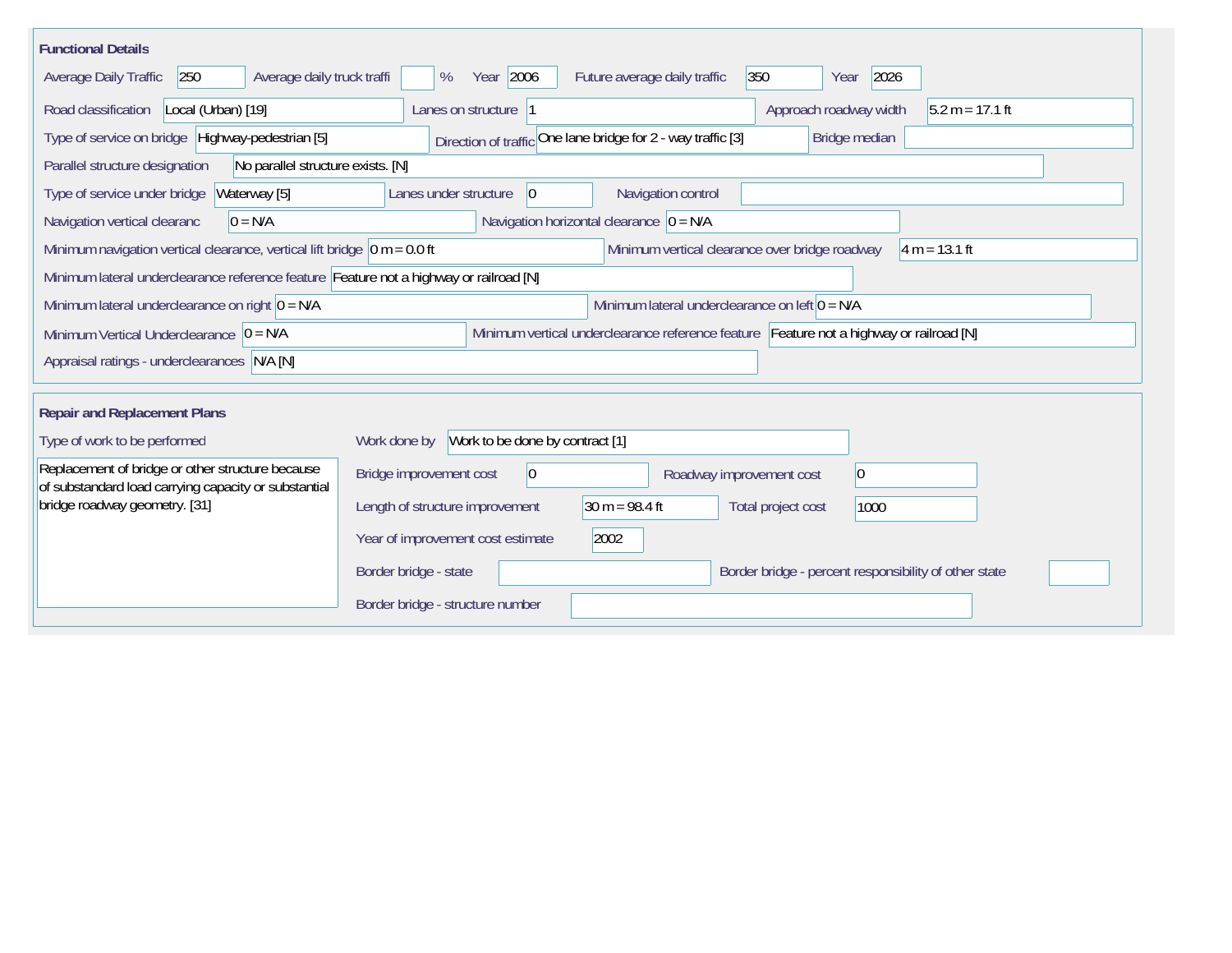## Functional Details

| Field | Value |
|---|---|
| Average Daily Traffic | 250 |
| Average daily truck traffi | % |
| Year | 2006 |
| Future average daily traffic | 350 |
| Year | 2026 |
| Road classification | Local (Urban) [19] |
| Lanes on structure | 1 |
| Approach roadway width | 5.2 m = 17.1 ft |
| Type of service on bridge | Highway-pedestrian [5] |
| Direction of traffic | One lane bridge for 2 - way traffic [3] |
| Bridge median | |
| Parallel structure designation | No parallel structure exists. [N] |
| Type of service under bridge | Waterway [5] |
| Lanes under structure | 0 |
| Navigation control | |
| Navigation vertical clearanc | 0 = N/A |
| Navigation horizontal clearance | 0 = N/A |
| Minimum navigation vertical clearance, vertical lift bridge | 0 m = 0.0 ft |
| Minimum vertical clearance over bridge roadway | 4 m = 13.1 ft |
| Minimum lateral underclearance reference feature | Feature not a highway or railroad [N] |
| Minimum lateral underclearance on right | 0 = N/A |
| Minimum lateral underclearance on left | 0 = N/A |
| Minimum Vertical Underclearance | 0 = N/A |
| Minimum vertical underclearance reference feature | Feature not a highway or railroad [N] |
| Appraisal ratings - underclearances | N/A [N] |

## Repair and Replacement Plans

| Field | Value |
|---|---|
| Type of work to be performed | Replacement of bridge or other structure because of substandard load carrying capacity or substantial bridge roadway geometry. [31] |
| Work done by | Work to be done by contract [1] |
| Bridge improvement cost | 0 |
| Roadway improvement cost | 0 |
| Length of structure improvement | 30 m = 98.4 ft |
| Total project cost | 1000 |
| Year of improvement cost estimate | 2002 |
| Border bridge - state | |
| Border bridge - percent responsibility of other state | |
| Border bridge - structure number | |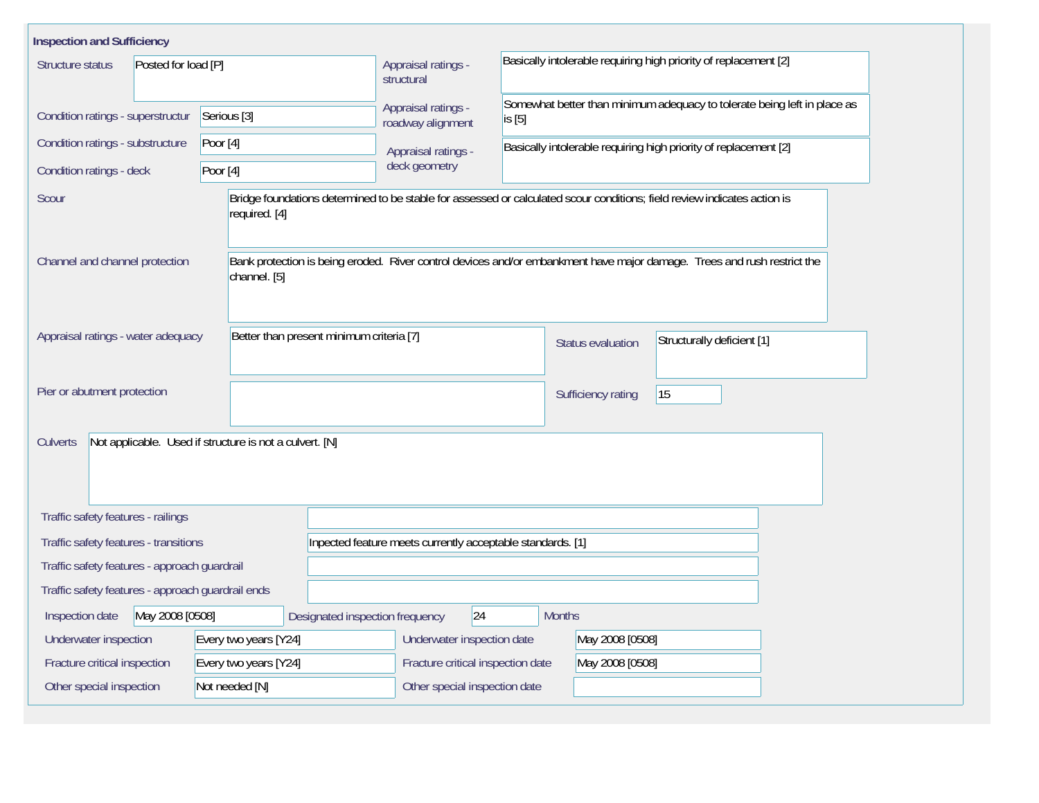## Inspection and Sufficiency

| Field | Value |
|---|---|
| Structure status | Posted for load [P] |
| Condition ratings - superstructur | Serious [3] |
| Condition ratings - substructure | Poor [4] |
| Condition ratings - deck | Poor [4] |
| Appraisal ratings - structural | Basically intolerable requiring high priority of replacement [2] |
| Appraisal ratings - roadway alignment | Somewhat better than minimum adequacy to tolerate being left in place as is [5] |
| Appraisal ratings - deck geometry | Basically intolerable requiring high priority of replacement [2] |
| Scour | Bridge foundations determined to be stable for assessed or calculated scour conditions; field review indicates action is required. [4] |
| Channel and channel protection | Bank protection is being eroded. River control devices and/or embankment have major damage. Trees and rush restrict the channel. [5] |
| Appraisal ratings - water adequacy | Better than present minimum criteria [7] |
| Status evaluation | Structurally deficient [1] |
| Pier or abutment protection | |
| Sufficiency rating | 15 |
| Culverts | Not applicable. Used if structure is not a culvert. [N] |
| Traffic safety features - railings | |
| Traffic safety features - transitions | Inpected feature meets currently acceptable standards. [1] |
| Traffic safety features - approach guardrail | |
| Traffic safety features - approach guardrail ends | |
| Inspection date | May 2008 [0508] |
| Designated inspection frequency | 24 Months |
| Underwater inspection | Every two years [Y24] |
| Underwater inspection date | May 2008 [0508] |
| Fracture critical inspection | Every two years [Y24] |
| Fracture critical inspection date | May 2008 [0508] |
| Other special inspection | Not needed [N] |
| Other special inspection date | |